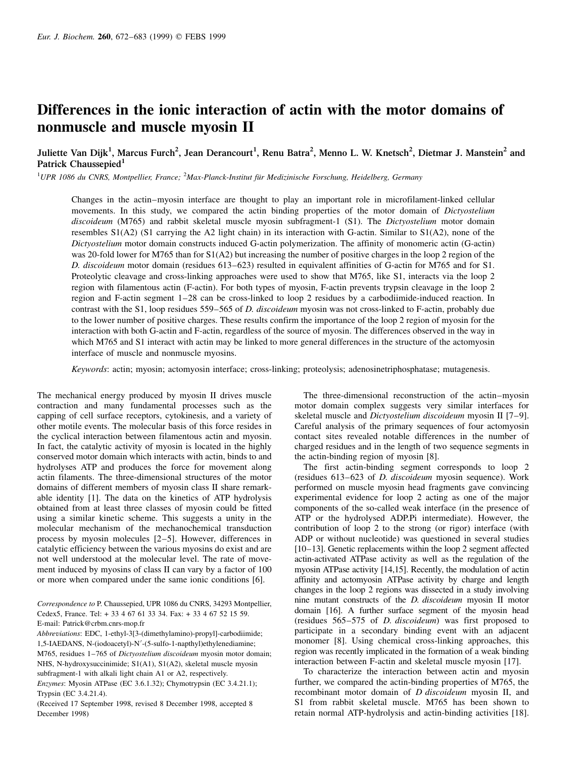# Differences in the ionic interaction of actin with the motor domains of nonmuscle and muscle myosin II

Juliette Van Dijk[1], Marcus Furch[2], Jean Derancourt[1], Renu Batra[2], Menno L. W. Knetsch[2], Dietmar J. Manstein[2] and Patrick Chaussepied[1]

[1]UPR 1086 du CNRS, Montpellier, France; [2]Max-Planck-Institut für Medizinische Forschung, Heidelberg, Germany

Changes in the actin–myosin interface are thought to play an important role in microfilament-linked cellular movements. In this study, we compared the actin binding properties of the motor domain of *Dictyostelium discoideum* (M765) and rabbit skeletal muscle myosin subfragment-1 (S1). The *Dictyostelium* motor domain resembles S1(A2) (S1 carrying the A2 light chain) in its interaction with G-actin. Similar to S1(A2), none of the *Dictyostelium* motor domain constructs induced G-actin polymerization. The affinity of monomeric actin (G-actin) was 20-fold lower for M765 than for S1(A2) but increasing the number of positive charges in the loop 2 region of the *D. discoideum* motor domain (residues 613–623) resulted in equivalent affinities of G-actin for M765 and for S1. Proteolytic cleavage and cross-linking approaches were used to show that M765, like S1, interacts via the loop 2 region with filamentous actin (F-actin). For both types of myosin, F-actin prevents trypsin cleavage in the loop 2 region and F-actin segment 1–28 can be cross-linked to loop 2 residues by a carbodiimide-induced reaction. In contrast with the S1, loop residues 559–565 of *D. discoideum* myosin was not cross-linked to F-actin, probably due to the lower number of positive charges. These results confirm the importance of the loop 2 region of myosin for the interaction with both G-actin and F-actin, regardless of the source of myosin. The differences observed in the way in which M765 and S1 interact with actin may be linked to more general differences in the structure of the actomyosin interface of muscle and nonmuscle myosins.

*Keywords*: actin; myosin; actomyosin interface; cross-linking; proteolysis; adenosinetriphosphatase; mutagenesis.

The mechanical energy produced by myosin II drives muscle contraction and many fundamental processes such as the capping of cell surface receptors, cytokinesis, and a variety of other motile events. The molecular basis of this force resides in the cyclical interaction between filamentous actin and myosin. In fact, the catalytic activity of myosin is located in the highly conserved motor domain which interacts with actin, binds to and hydrolyses ATP and produces the force for movement along actin filaments. The three-dimensional structures of the motor domains of different members of myosin class II share remarkable identity [1]. The data on the kinetics of ATP hydrolysis obtained from at least three classes of myosin could be fitted using a similar kinetic scheme. This suggests a unity in the molecular mechanism of the mechanochemical transduction process by myosin molecules [2–5]. However, differences in catalytic efficiency between the various myosins do exist and are not well understood at the molecular level. The rate of movement induced by myosins of class II can vary by a factor of 100 or more when compared under the same ionic conditions [6].

The three-dimensional reconstruction of the actin–myosin motor domain complex suggests very similar interfaces for skeletal muscle and *Dictyostelium discoideum* myosin II [7–9]. Careful analysis of the primary sequences of four actomyosin contact sites revealed notable differences in the number of charged residues and in the length of two sequence segments in the actin-binding region of myosin [8].

The first actin-binding segment corresponds to loop 2 (residues 613–623 of *D. discoideum* myosin sequence). Work performed on muscle myosin head fragments gave convincing experimental evidence for loop 2 acting as one of the major components of the so-called weak interface (in the presence of ATP or the hydrolysed ADP.Pi intermediate). However, the contribution of loop 2 to the strong (or rigor) interface (with ADP or without nucleotide) was questioned in several studies [10–13]. Genetic replacements within the loop 2 segment affected actin-activated ATPase activity as well as the regulation of the myosin ATPase activity [14,15]. Recently, the modulation of actin affinity and actomyosin ATPase activity by charge and length changes in the loop 2 regions was dissected in a study involving nine mutant constructs of the *D. discoideum* myosin II motor domain [16]. A further surface segment of the myosin head (residues 565–575 of *D. discoideum*) was first proposed to participate in a secondary binding event with an adjacent monomer [8]. Using chemical cross-linking approaches, this region was recently implicated in the formation of a weak binding interaction between F-actin and skeletal muscle myosin [17].

To characterize the interaction between actin and myosin further, we compared the actin-binding properties of M765, the recombinant motor domain of *D discoideum* myosin II, and S1 from rabbit skeletal muscle. M765 has been shown to retain normal ATP-hydrolysis and actin-binding activities [18].

Correspondence to P. Chaussepied, UPR 1086 du CNRS, 34293 Montpellier, Cedex5, France. Tel: + 33 4 67 61 33 34. Fax: + 33 4 67 52 15 59. E-mail: Patrick@crbm.cnrs-mop.fr

*Abbreviations*: EDC, 1-ethyl-3[3-(dimethylamino)-propyl]-carbodiimide; 1,5-IAEDANS, N-(iodoacetyl)-N′-(5-sulfo-1-napthyl)ethylenediamine; M765, residues 1–765 of *Dictyostelium discoideum* myosin motor domain; NHS, N-hydroxysuccinimide; S1(A1), S1(A2), skeletal muscle myosin subfragment-1 with alkali light chain A1 or A2, respectively.

*Enzymes*: Myosin ATPase (EC 3.6.1.32); Chymotrypsin (EC 3.4.21.1); Trypsin (EC 3.4.21.4).

(Received 17 September 1998, revised 8 December 1998, accepted 8 December 1998)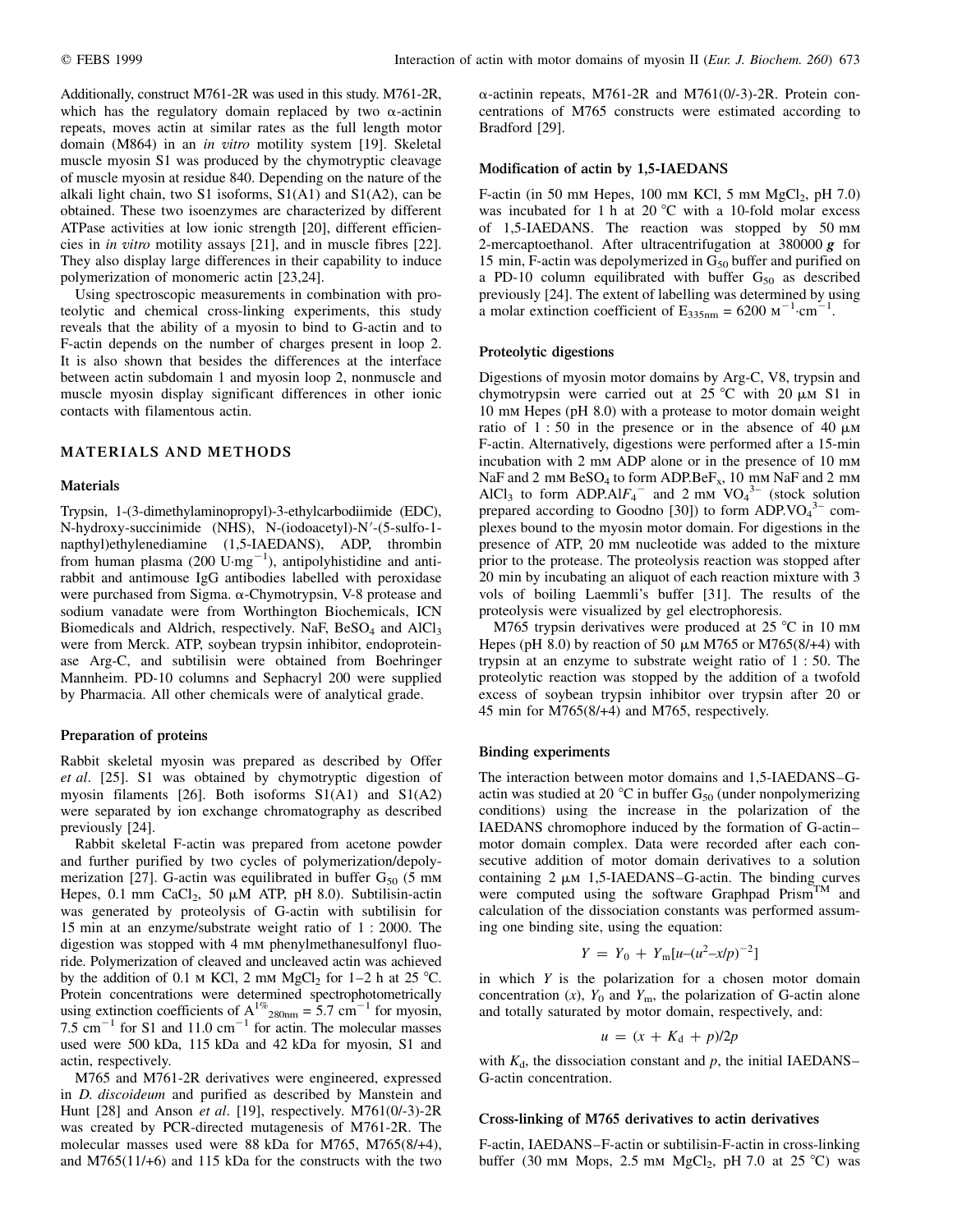Additionally, construct M761-2R was used in this study. M761-2R, which has the regulatory domain replaced by two α-actinin repeats, moves actin at similar rates as the full length motor domain (M864) in an *in vitro* motility system [19]. Skeletal muscle myosin S1 was produced by the chymotryptic cleavage of muscle myosin at residue 840. Depending on the nature of the alkali light chain, two S1 isoforms, S1(A1) and S1(A2), can be obtained. These two isoenzymes are characterized by different ATPase activities at low ionic strength [20], different efficiencies in *in vitro* motility assays [21], and in muscle fibres [22]. They also display large differences in their capability to induce polymerization of monomeric actin [23,24].

Using spectroscopic measurements in combination with proteolytic and chemical cross-linking experiments, this study reveals that the ability of a myosin to bind to G-actin and to F-actin depends on the number of charges present in loop 2. It is also shown that besides the differences at the interface between actin subdomain 1 and myosin loop 2, nonmuscle and muscle myosin display significant differences in other ionic contacts with filamentous actin.

## MATERIALS AND METHODS

### Materials

Trypsin, 1-(3-dimethylaminopropyl)-3-ethylcarbodiimide (EDC), N-hydroxy-succinimide (NHS), N-(iodoacetyl)-N′-(5-sulfo-1-napthyl)ethylenediamine (1,5-IAEDANS), ADP, thrombin from human plasma (200 U·mg$^{-1}$), antipolyhistidine and anti-rabbit and antimouse IgG antibodies labelled with peroxidase were purchased from Sigma. α-Chymotrypsin, V-8 protease and sodium vanadate were from Worthington Biochemicals, ICN Biomedicals and Aldrich, respectively. NaF, $BeSO_4$ and $AlCl_3$ were from Merck. ATP, soybean trypsin inhibitor, endoproteinase Arg-C, and subtilisin were obtained from Boehringer Mannheim. PD-10 columns and Sephacryl 200 were supplied by Pharmacia. All other chemicals were of analytical grade.

### Preparation of proteins

Rabbit skeletal myosin was prepared as described by Offer *et al*. [25]. S1 was obtained by chymotryptic digestion of myosin filaments [26]. Both isoforms S1(A1) and S1(A2) were separated by ion exchange chromatography as described previously [24].

Rabbit skeletal F-actin was prepared from acetone powder and further purified by two cycles of polymerization/depolymerization [27]. G-actin was equilibrated in buffer $G_{50}$ (5 mM Hepes, 0.1 mM $CaCl_2$, 50 μM ATP, pH 8.0). Subtilisin-actin was generated by proteolysis of G-actin with subtilisin for 15 min at an enzyme/substrate weight ratio of 1 : 2000. The digestion was stopped with 4 mM phenylmethanesulfonyl fluoride. Polymerization of cleaved and uncleaved actin was achieved by the addition of 0.1 M KCl, 2 mM $MgCl_2$ for 1–2 h at 25 °C. Protein concentrations were determined spectrophotometrically using extinction coefficients of $A^{1\%}_{280nm}$ = 5.7 cm$^{-1}$ for myosin, 7.5 cm$^{-1}$ for S1 and 11.0 cm$^{-1}$ for actin. The molecular masses used were 500 kDa, 115 kDa and 42 kDa for myosin, S1 and actin, respectively.

M765 and M761-2R derivatives were engineered, expressed in *D. discoideum* and purified as described by Manstein and Hunt [28] and Anson *et al*. [19], respectively. M761(0/-3)-2R was created by PCR-directed mutagenesis of M761-2R. The molecular masses used were 88 kDa for M765, M765(8/+4), and M765(11/+6) and 115 kDa for the constructs with the two α-actinin repeats, M761-2R and M761(0/-3)-2R. Protein concentrations of M765 constructs were estimated according to Bradford [29].

### Modification of actin by 1,5-IAEDANS

F-actin (in 50 mM Hepes, 100 mM KCl, 5 mM $MgCl_2$, pH 7.0) was incubated for 1 h at 20 °C with a 10-fold molar excess of 1,5-IAEDANS. The reaction was stopped by 50 mM 2-mercaptoethanol. After ultracentrifugation at 380000 ***g*** for 15 min, F-actin was depolymerized in $G_{50}$ buffer and purified on a PD-10 column equilibrated with buffer $G_{50}$ as described previously [24]. The extent of labelling was determined by using a molar extinction coefficient of $E_{335nm}$ = 6200 M$^{-1}$·cm$^{-1}$.

### Proteolytic digestions

Digestions of myosin motor domains by Arg-C, V8, trypsin and chymotrypsin were carried out at 25 °C with 20 μM S1 in 10 mM Hepes (pH 8.0) with a protease to motor domain weight ratio of 1 : 50 in the presence or in the absence of 40 μM F-actin. Alternatively, digestions were performed after a 15-min incubation with 2 mM ADP alone or in the presence of 10 mM NaF and 2 mM $BeSO_4$ to form ADP.Be$F_x$, 10 mM NaF and 2 mM $AlCl_3$ to form ADP.Al$F_4^-$ and 2 mM $VO_4^{3-}$ (stock solution prepared according to Goodno [30]) to form ADP.$VO_4^{3-}$ complexes bound to the myosin motor domain. For digestions in the presence of ATP, 20 mM nucleotide was added to the mixture prior to the protease. The proteolysis reaction was stopped after 20 min by incubating an aliquot of each reaction mixture with 3 vols of boiling Laemmli's buffer [31]. The results of the proteolysis were visualized by gel electrophoresis.

M765 trypsin derivatives were produced at 25 °C in 10 mM Hepes (pH 8.0) by reaction of 50 μM M765 or M765(8/+4) with trypsin at an enzyme to substrate weight ratio of 1 : 50. The proteolytic reaction was stopped by the addition of a twofold excess of soybean trypsin inhibitor over trypsin after 20 or 45 min for M765(8/+4) and M765, respectively.

### Binding experiments

The interaction between motor domains and 1,5-IAEDANS–G-actin was studied at 20 °C in buffer $G_{50}$ (under nonpolymerizing conditions) using the increase in the polarization of the IAEDANS chromophore induced by the formation of G-actin–motor domain complex. Data were recorded after each consecutive addition of motor domain derivatives to a solution containing 2 μM 1,5-IAEDANS–G-actin. The binding curves were computed using the software Graphpad Prism™ and calculation of the dissociation constants was performed assuming one binding site, using the equation:

$$Y = Y_0 + Y_m[u–(u^2–x/p)^{-2}]$$

in which $Y$ is the polarization for a chosen motor domain concentration ($x$), $Y_0$ and $Y_m$, the polarization of G-actin alone and totally saturated by motor domain, respectively, and:

$$u = (x + K_d + p)/2p$$

with $K_d$, the dissociation constant and $p$, the initial IAEDANS–G-actin concentration.

### Cross-linking of M765 derivatives to actin derivatives

F-actin, IAEDANS–F-actin or subtilisin-F-actin in cross-linking buffer (30 mM Mops, 2.5 mM $MgCl_2$, pH 7.0 at 25 °C) was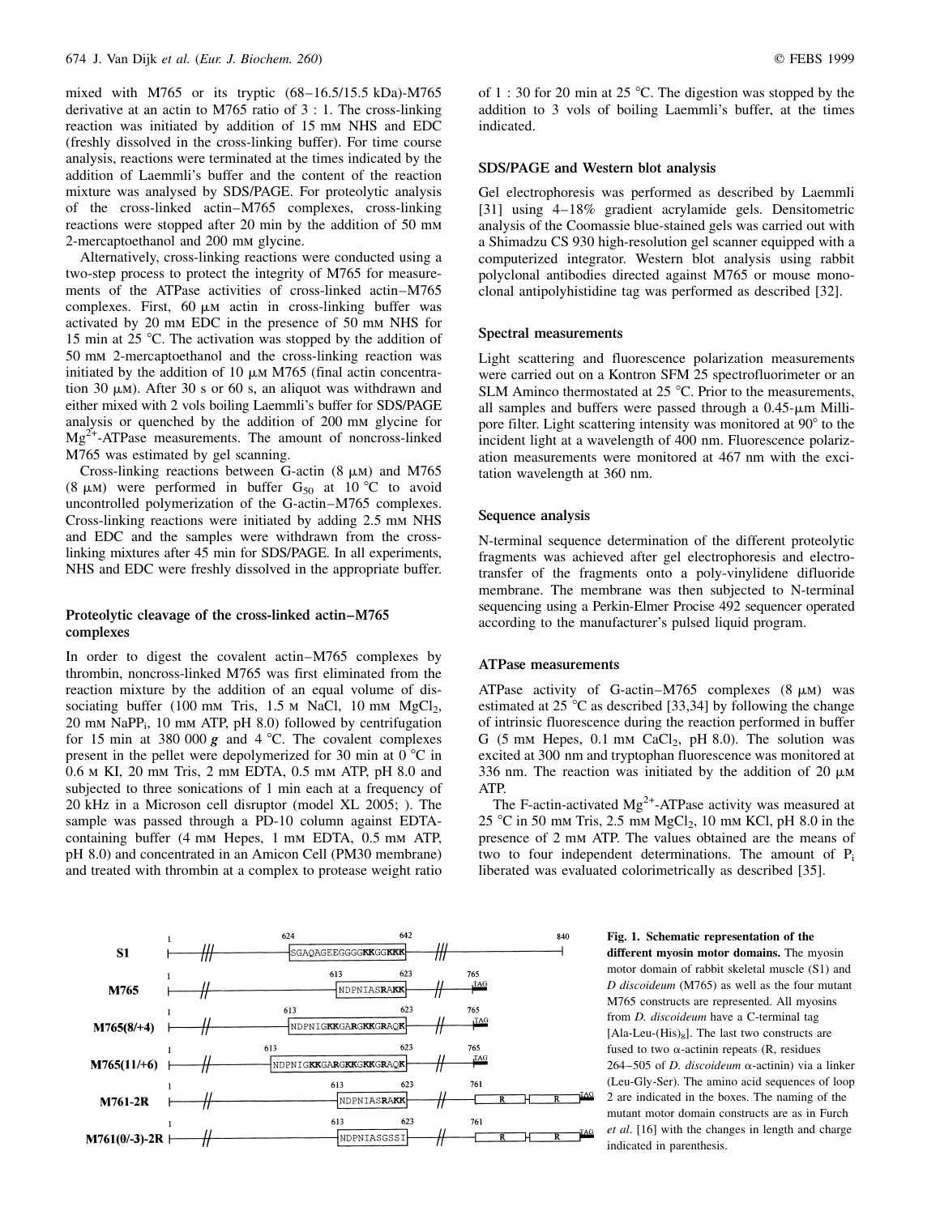mixed with M765 or its tryptic (68–16.5/15.5 kDa)-M765 derivative at an actin to M765 ratio of 3 : 1. The cross-linking reaction was initiated by addition of 15 mM NHS and EDC (freshly dissolved in the cross-linking buffer). For time course analysis, reactions were terminated at the times indicated by the addition of Laemmli's buffer and the content of the reaction mixture was analysed by SDS/PAGE. For proteolytic analysis of the cross-linked actin–M765 complexes, cross-linking reactions were stopped after 20 min by the addition of 50 mM 2-mercaptoethanol and 200 mM glycine.

Alternatively, cross-linking reactions were conducted using a two-step process to protect the integrity of M765 for measurements of the ATPase activities of cross-linked actin–M765 complexes. First, 60 µM actin in cross-linking buffer was activated by 20 mM EDC in the presence of 50 mM NHS for 15 min at 25 °C. The activation was stopped by the addition of 50 mM 2-mercaptoethanol and the cross-linking reaction was initiated by the addition of 10 µM M765 (final actin concentration 30 µM). After 30 s or 60 s, an aliquot was withdrawn and either mixed with 2 vols boiling Laemmli's buffer for SDS/PAGE analysis or quenched by the addition of 200 mM glycine for $Mg^{2+}$-ATPase measurements. The amount of noncross-linked M765 was estimated by gel scanning.

Cross-linking reactions between G-actin (8 µM) and M765 (8 µM) were performed in buffer $G_{50}$ at 10 °C to avoid uncontrolled polymerization of the G-actin–M765 complexes. Cross-linking reactions were initiated by adding 2.5 mM NHS and EDC and the samples were withdrawn from the cross-linking mixtures after 45 min for SDS/PAGE. In all experiments, NHS and EDC were freshly dissolved in the appropriate buffer.

### Proteolytic cleavage of the cross-linked actin–M765 complexes

In order to digest the covalent actin–M765 complexes by thrombin, noncross-linked M765 was first eliminated from the reaction mixture by the addition of an equal volume of dissociating buffer (100 mM Tris, 1.5 M NaCl, 10 mM $MgCl_2$, 20 mM $NaPP_i$, 10 mM ATP, pH 8.0) followed by centrifugation for 15 min at 380 000 ***g*** and 4 °C. The covalent complexes present in the pellet were depolymerized for 30 min at 0 °C in 0.6 M KI, 20 mM Tris, 2 mM EDTA, 0.5 mM ATP, pH 8.0 and subjected to three sonications of 1 min each at a frequency of 20 kHz in a Microson cell disruptor (model XL 2005; ). The sample was passed through a PD-10 column against EDTA-containing buffer (4 mM Hepes, 1 mM EDTA, 0.5 mM ATP, pH 8.0) and concentrated in an Amicon Cell (PM30 membrane) and treated with thrombin at a complex to protease weight ratio of 1 : 30 for 20 min at 25 °C. The digestion was stopped by the addition of 3 vols of boiling Laemmli's buffer, at the times indicated.

### SDS/PAGE and Western blot analysis

Gel electrophoresis was performed as described by Laemmli [31] using 4–18% gradient acrylamide gels. Densitometric analysis of the Coomassie blue-stained gels was carried out with a Shimadzu CS 930 high-resolution gel scanner equipped with a computerized integrator. Western blot analysis using rabbit polyclonal antibodies directed against M765 or mouse monoclonal antipolyhistidine tag was performed as described [32].

### Spectral measurements

Light scattering and fluorescence polarization measurements were carried out on a Kontron SFM 25 spectrofluorimeter or an SLM Aminco thermostated at 25 °C. Prior to the measurements, all samples and buffers were passed through a 0.45-µm Millipore filter. Light scattering intensity was monitored at 90° to the incident light at a wavelength of 400 nm. Fluorescence polarization measurements were monitored at 467 nm with the excitation wavelength at 360 nm.

### Sequence analysis

N-terminal sequence determination of the different proteolytic fragments was achieved after gel electrophoresis and electrotransfer of the fragments onto a poly-vinylidene difluoride membrane. The membrane was then subjected to N-terminal sequencing using a Perkin-Elmer Procise 492 sequencer operated according to the manufacturer's pulsed liquid program.

### ATPase measurements

ATPase activity of G-actin–M765 complexes (8 µM) was estimated at 25 °C as described [33,34] by following the change of intrinsic fluorescence during the reaction performed in buffer G (5 mM Hepes, 0.1 mM $CaCl_2$, pH 8.0). The solution was excited at 300 nm and tryptophan fluorescence was monitored at 336 nm. The reaction was initiated by the addition of 20 µM ATP.

The F-actin-activated $Mg^{2+}$-ATPase activity was measured at 25 °C in 50 mM Tris, 2.5 mM $MgCl_2$, 10 mM KCl, pH 8.0 in the presence of 2 mM ATP. The values obtained are the means of two to four independent determinations. The amount of $P_i$ liberated was evaluated colorimetrically as described [35].

| Construct | Start | Loop 2 positions | Loop 2 sequence | C-terminus |
|---|---|---|---|---|
| S1 | 1 | 624–642 | SGAQAGEEGGGG**KK**GG**KKK** | 840 |
| M765 | 1 | 613–623 | NDPNIAS**R**A**KK** | 765, TAG |
| M765(8/+4) | 1 | 613–623 | NDPNIG**KK**GA**R**G**KK**G**R**AQ**K** | 765, TAG |
| M765(11/+6) | 1 | 613–623 | NDPNIG**KK**GA**R**G**KK**G**KK**G**R**AQ**K** | 765, TAG |
| M761-2R | 1 | 613–623 | NDPNIAS**R**A**KK** | 761, R R, TAG |
| M761(0/-3)-2R | 1 | 613–623 | NDPNIASGSSI | 761, R R, TAG |

**Fig. 1. Schematic representation of the different myosin motor domains.** The myosin motor domain of rabbit skeletal muscle (S1) and *D discoideum* (M765) as well as the four mutant M765 constructs are represented. All myosins from *D. discoideum* have a C-terminal tag [Ala-Leu-(His)$_8$]. The last two constructs are fused to two α-actinin repeats (R, residues 264–505 of *D. discoideum* α-actinin) via a linker (Leu-Gly-Ser). The amino acid sequences of loop 2 are indicated in the boxes. The naming of the mutant motor domain constructs are as in Furch *et al*. [16] with the changes in length and charge indicated in parenthesis.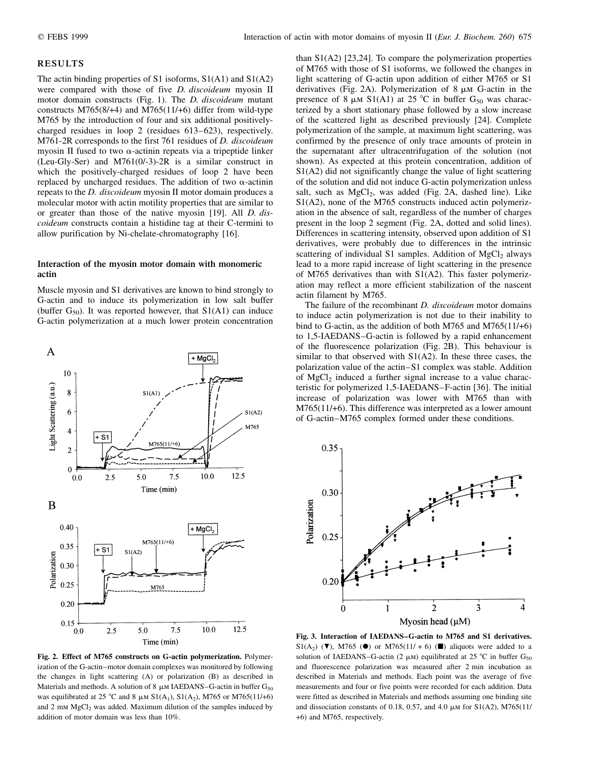## RESULTS

The actin binding properties of S1 isoforms, S1(A1) and S1(A2) were compared with those of five *D. discoideum* myosin II motor domain constructs (Fig. 1). The *D. discoideum* mutant constructs M765(8/+4) and M765(11/+6) differ from wild-type M765 by the introduction of four and six additional positively-charged residues in loop 2 (residues 613–623), respectively. M761-2R corresponds to the first 761 residues of *D. discoideum* myosin II fused to two α-actinin repeats via a tripeptide linker (Leu-Gly-Ser) and M761(0/-3)-2R is a similar construct in which the positively-charged residues of loop 2 have been replaced by uncharged residues. The addition of two α-actinin repeats to the *D. discoideum* myosin II motor domain produces a molecular motor with actin motility properties that are similar to or greater than those of the native myosin [19]. All *D. discoideum* constructs contain a histidine tag at their C-termini to allow purification by Ni-chelate-chromatography [16].

### Interaction of the myosin motor domain with monomeric actin

Muscle myosin and S1 derivatives are known to bind strongly to G-actin and to induce its polymerization in low salt buffer (buffer $G_{50}$). It was reported however, that S1(A1) can induce G-actin polymerization at a much lower protein concentration than S1(A2) [23,24]. To compare the polymerization properties of M765 with those of S1 isoforms, we followed the changes in light scattering of G-actin upon addition of either M765 or S1 derivatives (Fig. 2A). Polymerization of 8 µM G-actin in the presence of 8 µM S1(A1) at 25 °C in buffer $G_{50}$ was characterized by a short stationary phase followed by a slow increase of the scattered light as described previously [24]. Complete polymerization of the sample, at maximum light scattering, was confirmed by the presence of only trace amounts of protein in the supernatant after ultracentrifugation of the solution (not shown). As expected at this protein concentration, addition of S1(A2) did not significantly change the value of light scattering of the solution and did not induce G-actin polymerization unless salt, such as $MgCl_2$, was added (Fig. 2A, dashed line). Like S1(A2), none of the M765 constructs induced actin polymerization in the absence of salt, regardless of the number of charges present in the loop 2 segment (Fig. 2A, dotted and solid lines). Differences in scattering intensity, observed upon addition of S1 derivatives, were probably due to differences in the intrinsic scattering of individual S1 samples. Addition of $MgCl_2$ always lead to a more rapid increase of light scattering in the presence of M765 derivatives than with S1(A2). This faster polymerization may reflect a more efficient stabilization of the nascent actin filament by M765.

The failure of the recombinant *D. discoideum* motor domains to induce actin polymerization is not due to their inability to bind to G-actin, as the addition of both M765 and M765(11/+6) to 1,5-IAEDANS–G-actin is followed by a rapid enhancement of the fluorescence polarization (Fig. 2B). This behaviour is similar to that observed with S1(A2). In these three cases, the polarization value of the actin–S1 complex was stable. Addition of $MgCl_2$ induced a further signal increase to a value characteristic for polymerized 1,5-IAEDANS–F-actin [36]. The initial increase of polarization was lower with M765 than with M765(11/+6). This difference was interpreted as a lower amount of G-actin–M765 complex formed under these conditions.

**Fig. 2. Effect of M765 constructs on G-actin polymerization.** Polymerization of the G-actin–motor domain complexes was monitored by following the changes in light scattering (A) or polarization (B) as described in Materials and methods. A solution of 8 µM IAEDANS–G-actin in buffer $G_{50}$ was equilibrated at 25 °C and 8 µM S1($A_1$), S1($A_2$), M765 or M765(11/+6) and 2 mM $MgCl_2$ was added. Maximum dilution of the samples induced by addition of motor domain was less than 10%.

**Fig. 3. Interaction of IAEDANS–G-actin to M765 and S1 derivatives.** S1($A_2$) (▼), M765 (●) or M765(11/ + 6) (■) aliquots were added to a solution of IAEDANS–G-actin (2 µM) equilibrated at 25 °C in buffer $G_{50}$ and fluorescence polarization was measured after 2 min incubation as described in Materials and methods. Each point was the average of five measurements and four or five points were recorded for each addition. Data were fitted as described in Materials and methods assuming one binding site and dissociation constants of 0.18, 0.57, and 4.0 µM for S1(A2), M765(11/ +6) and M765, respectively.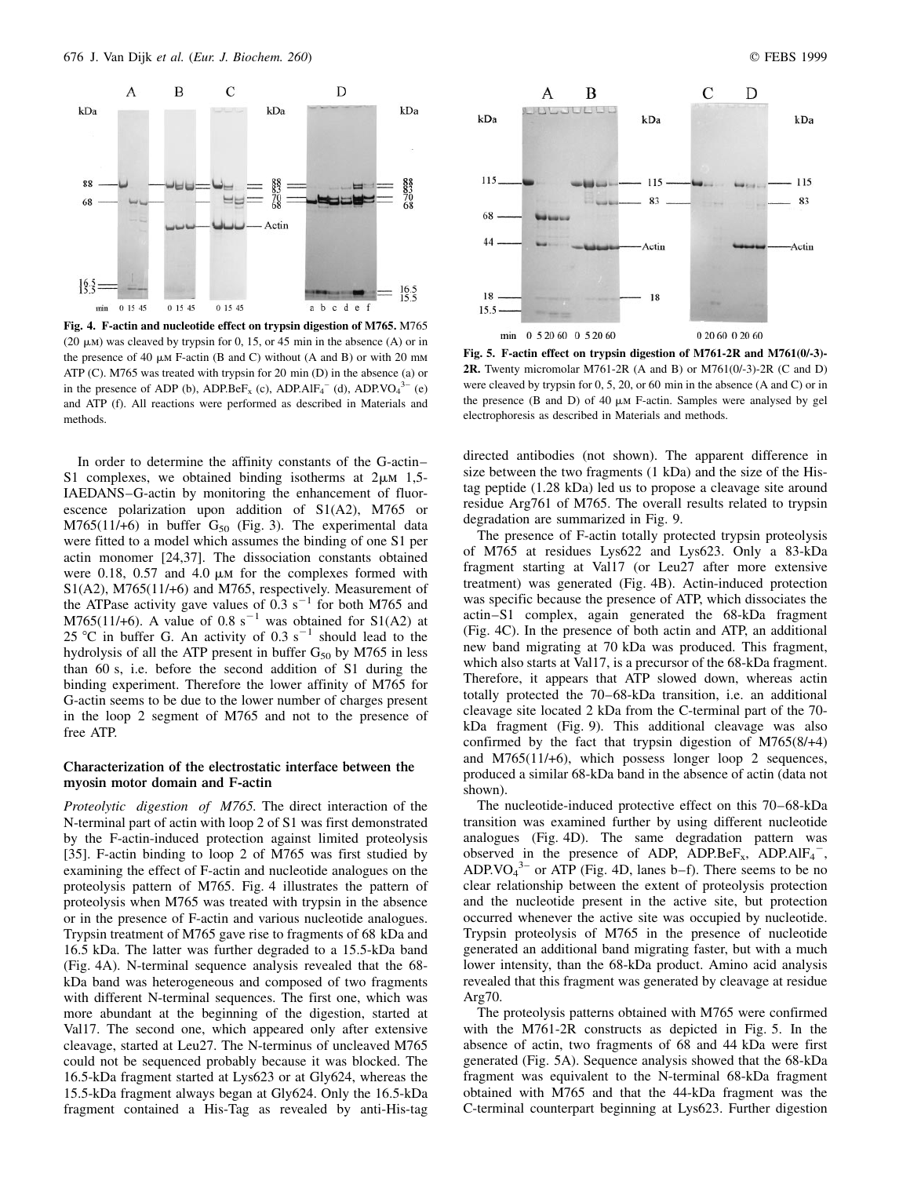**Fig. 4. F-actin and nucleotide effect on trypsin digestion of M765.** M765 (20 μM) was cleaved by trypsin for 0, 15, or 45 min in the absence (A) or in the presence of 40 μM F-actin (B and C) without (A and B) or with 20 mM ATP (C). M765 was treated with trypsin for 20 min (D) in the absence (a) or in the presence of ADP (b), ADP.BeF$_x$ (c), ADP.AlF$_4^-$ (d), ADP.VO$_4^{3-}$ (e) and ATP (f). All reactions were performed as described in Materials and methods.

**Fig. 5. F-actin effect on trypsin digestion of M761-2R and M761(0/-3)-2R.** Twenty micromolar M761-2R (A and B) or M761(0/-3)-2R (C and D) were cleaved by trypsin for 0, 5, 20, or 60 min in the absence (A and C) or in the presence (B and D) of 40 μM F-actin. Samples were analysed by gel electrophoresis as described in Materials and methods.

In order to determine the affinity constants of the G-actin–S1 complexes, we obtained binding isotherms at 2μM 1,5-IAEDANS–G-actin by monitoring the enhancement of fluorescence polarization upon addition of S1(A2), M765 or M765(11/+6) in buffer G$_{50}$ (Fig. 3). The experimental data were fitted to a model which assumes the binding of one S1 per actin monomer [24,37]. The dissociation constants obtained were 0.18, 0.57 and 4.0 μM for the complexes formed with S1(A2), M765(11/+6) and M765, respectively. Measurement of the ATPase activity gave values of 0.3 s$^{-1}$ for both M765 and M765(11/+6). A value of 0.8 s$^{-1}$ was obtained for S1(A2) at 25 °C in buffer G. An activity of 0.3 s$^{-1}$ should lead to the hydrolysis of all the ATP present in buffer G$_{50}$ by M765 in less than 60 s, i.e. before the second addition of S1 during the binding experiment. Therefore the lower affinity of M765 for G-actin seems to be due to the lower number of charges present in the loop 2 segment of M765 and not to the presence of free ATP.

### Characterization of the electrostatic interface between the myosin motor domain and F-actin

*Proteolytic digestion of M765.* The direct interaction of the N-terminal part of actin with loop 2 of S1 was first demonstrated by the F-actin-induced protection against limited proteolysis [35]. F-actin binding to loop 2 of M765 was first studied by examining the effect of F-actin and nucleotide analogues on the proteolysis pattern of M765. Fig. 4 illustrates the pattern of proteolysis when M765 was treated with trypsin in the absence or in the presence of F-actin and various nucleotide analogues. Trypsin treatment of M765 gave rise to fragments of 68 kDa and 16.5 kDa. The latter was further degraded to a 15.5-kDa band (Fig. 4A). N-terminal sequence analysis revealed that the 68-kDa band was heterogeneous and composed of two fragments with different N-terminal sequences. The first one, which was more abundant at the beginning of the digestion, started at Val17. The second one, which appeared only after extensive cleavage, started at Leu27. The N-terminus of uncleaved M765 could not be sequenced probably because it was blocked. The 16.5-kDa fragment started at Lys623 or at Gly624, whereas the 15.5-kDa fragment always began at Gly624. Only the 16.5-kDa fragment contained a His-Tag as revealed by anti-His-tag directed antibodies (not shown). The apparent difference in size between the two fragments (1 kDa) and the size of the His-tag peptide (1.28 kDa) led us to propose a cleavage site around residue Arg761 of M765. The overall results related to trypsin degradation are summarized in Fig. 9.

The presence of F-actin totally protected trypsin proteolysis of M765 at residues Lys622 and Lys623. Only a 83-kDa fragment starting at Val17 (or Leu27 after more extensive treatment) was generated (Fig. 4B). Actin-induced protection was specific because the presence of ATP, which dissociates the actin–S1 complex, again generated the 68-kDa fragment (Fig. 4C). In the presence of both actin and ATP, an additional new band migrating at 70 kDa was produced. This fragment, which also starts at Val17, is a precursor of the 68-kDa fragment. Therefore, it appears that ATP slowed down, whereas actin totally protected the 70–68-kDa transition, i.e. an additional cleavage site located 2 kDa from the C-terminal part of the 70-kDa fragment (Fig. 9). This additional cleavage was also confirmed by the fact that trypsin digestion of M765(8/+4) and M765(11/+6), which possess longer loop 2 sequences, produced a similar 68-kDa band in the absence of actin (data not shown).

The nucleotide-induced protective effect on this 70–68-kDa transition was examined further by using different nucleotide analogues (Fig. 4D). The same degradation pattern was observed in the presence of ADP, ADP.BeF$_x$, ADP.AlF$_4^-$, ADP.VO$_4^{3-}$ or ATP (Fig. 4D, lanes b–f). There seems to be no clear relationship between the extent of proteolysis protection and the nucleotide present in the active site, but protection occurred whenever the active site was occupied by nucleotide. Trypsin proteolysis of M765 in the presence of nucleotide generated an additional band migrating faster, but with a much lower intensity, than the 68-kDa product. Amino acid analysis revealed that this fragment was generated by cleavage at residue Arg70.

The proteolysis patterns obtained with M765 were confirmed with the M761-2R constructs as depicted in Fig. 5. In the absence of actin, two fragments of 68 and 44 kDa were first generated (Fig. 5A). Sequence analysis showed that the 68-kDa fragment was equivalent to the N-terminal 68-kDa fragment obtained with M765 and that the 44-kDa fragment was the C-terminal counterpart beginning at Lys623. Further digestion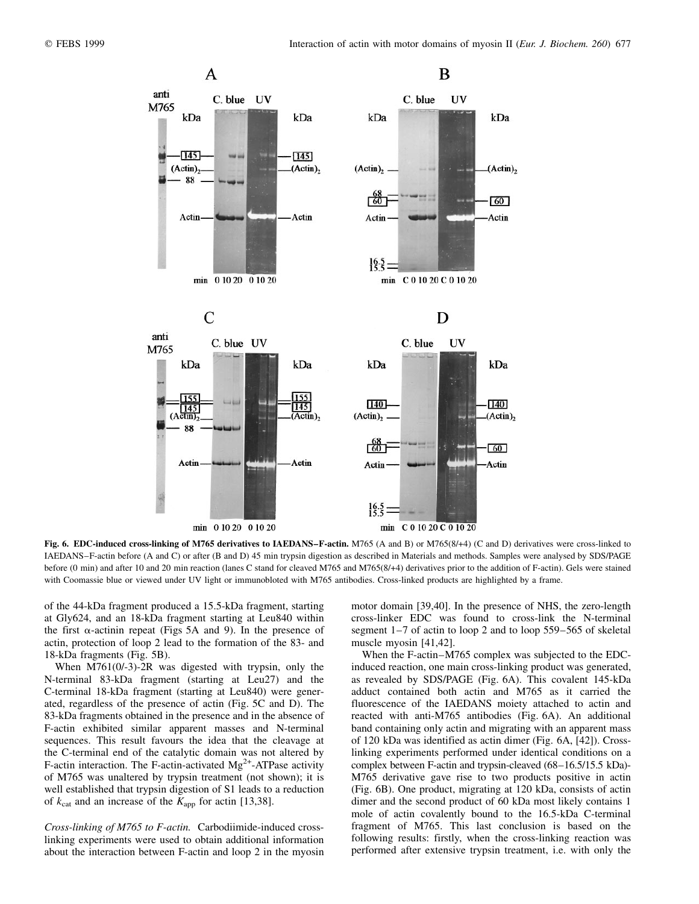**Fig. 6. EDC-induced cross-linking of M765 derivatives to IAEDANS–F-actin.** M765 (A and B) or M765(8/+4) (C and D) derivatives were cross-linked to IAEDANS–F-actin before (A and C) or after (B and D) 45 min trypsin digestion as described in Materials and methods. Samples were analysed by SDS/PAGE before (0 min) and after 10 and 20 min reaction (lanes C stand for cleaved M765 and M765(8/+4) derivatives prior to the addition of F-actin). Gels were stained with Coomassie blue or viewed under UV light or immunobloted with M765 antibodies. Cross-linked products are highlighted by a frame.

of the 44-kDa fragment produced a 15.5-kDa fragment, starting at Gly624, and an 18-kDa fragment starting at Leu840 within the first α-actinin repeat (Figs 5A and 9). In the presence of actin, protection of loop 2 lead to the formation of the 83- and 18-kDa fragments (Fig. 5B).

When M761(0/-3)-2R was digested with trypsin, only the N-terminal 83-kDa fragment (starting at Leu27) and the C-terminal 18-kDa fragment (starting at Leu840) were generated, regardless of the presence of actin (Fig. 5C and D). The 83-kDa fragments obtained in the presence and in the absence of F-actin exhibited similar apparent masses and N-terminal sequences. This result favours the idea that the cleavage at the C-terminal end of the catalytic domain was not altered by F-actin interaction. The F-actin-activated $Mg^{2+}$-ATPase activity of M765 was unaltered by trypsin treatment (not shown); it is well established that trypsin digestion of S1 leads to a reduction of $k_{cat}$ and an increase of the $K_{app}$ for actin [13,38].

*Cross-linking of M765 to F-actin.* Carbodiimide-induced cross-linking experiments were used to obtain additional information about the interaction between F-actin and loop 2 in the myosin motor domain [39,40]. In the presence of NHS, the zero-length cross-linker EDC was found to cross-link the N-terminal segment 1–7 of actin to loop 2 and to loop 559–565 of skeletal muscle myosin [41,42].

When the F-actin–M765 complex was subjected to the EDC-induced reaction, one main cross-linking product was generated, as revealed by SDS/PAGE (Fig. 6A). This covalent 145-kDa adduct contained both actin and M765 as it carried the fluorescence of the IAEDANS moiety attached to actin and reacted with anti-M765 antibodies (Fig. 6A). An additional band containing only actin and migrating with an apparent mass of 120 kDa was identified as actin dimer (Fig. 6A, [42]). Cross-linking experiments performed under identical conditions on a complex between F-actin and trypsin-cleaved (68–16.5/15.5 kDa)-M765 derivative gave rise to two products positive in actin (Fig. 6B). One product, migrating at 120 kDa, consists of actin dimer and the second product of 60 kDa most likely contains 1 mole of actin covalently bound to the 16.5-kDa C-terminal fragment of M765. This last conclusion is based on the following results: firstly, when the cross-linking reaction was performed after extensive trypsin treatment, i.e. with only the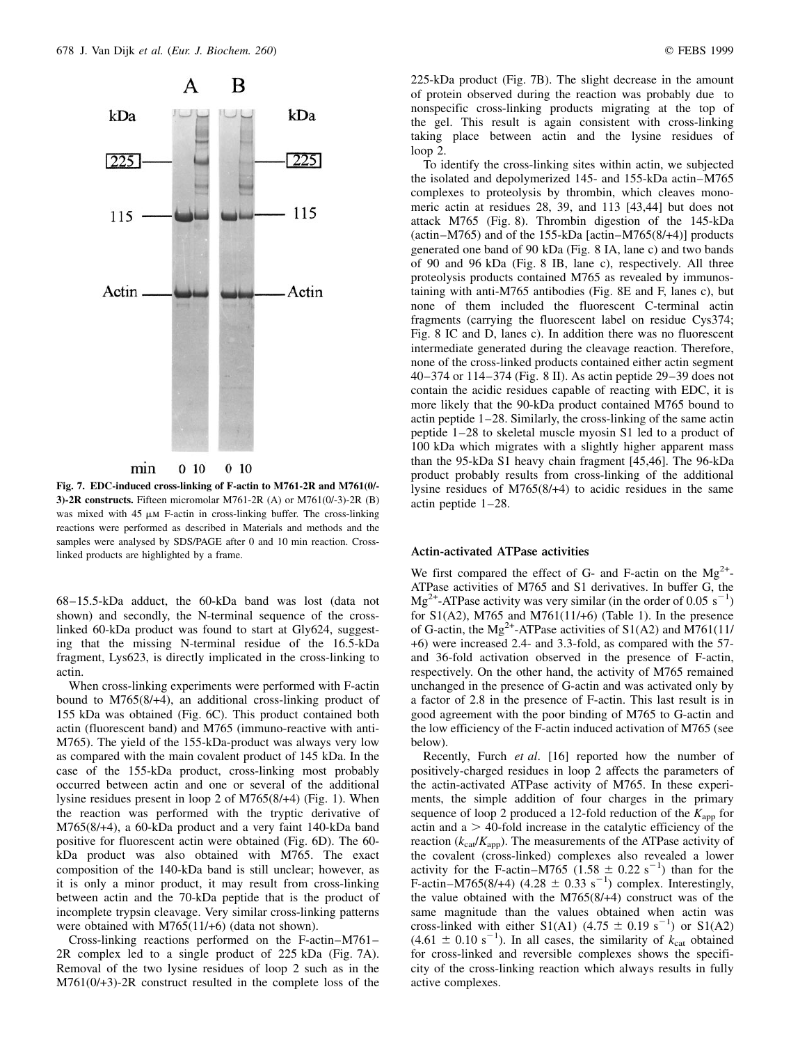Fig. 7. **EDC-induced cross-linking of F-actin to M761-2R and M761(0/-3)-2R constructs.** Fifteen micromolar M761-2R (A) or M761(0/-3)-2R (B) was mixed with 45 μM F-actin in cross-linking buffer. The cross-linking reactions were performed as described in Materials and methods and the samples were analysed by SDS/PAGE after 0 and 10 min reaction. Cross-linked products are highlighted by a frame.

68–15.5-kDa adduct, the 60-kDa band was lost (data not shown) and secondly, the N-terminal sequence of the cross-linked 60-kDa product was found to start at Gly624, suggesting that the missing N-terminal residue of the 16.5-kDa fragment, Lys623, is directly implicated in the cross-linking to actin.

When cross-linking experiments were performed with F-actin bound to M765(8/+4), an additional cross-linking product of 155 kDa was obtained (Fig. 6C). This product contained both actin (fluorescent band) and M765 (immuno-reactive with anti-M765). The yield of the 155-kDa-product was always very low as compared with the main covalent product of 145 kDa. In the case of the 155-kDa product, cross-linking most probably occurred between actin and one or several of the additional lysine residues present in loop 2 of M765(8/+4) (Fig. 1). When the reaction was performed with the tryptic derivative of M765(8/+4), a 60-kDa product and a very faint 140-kDa band positive for fluorescent actin were obtained (Fig. 6D). The 60-kDa product was also obtained with M765. The exact composition of the 140-kDa band is still unclear; however, as it is only a minor product, it may result from cross-linking between actin and the 70-kDa peptide that is the product of incomplete trypsin cleavage. Very similar cross-linking patterns were obtained with M765(11/+6) (data not shown).

Cross-linking reactions performed on the F-actin–M761–2R complex led to a single product of 225 kDa (Fig. 7A). Removal of the two lysine residues of loop 2 such as in the M761(0/+3)-2R construct resulted in the complete loss of the 225-kDa product (Fig. 7B). The slight decrease in the amount of protein observed during the reaction was probably due to nonspecific cross-linking products migrating at the top of the gel. This result is again consistent with cross-linking taking place between actin and the lysine residues of loop 2.

To identify the cross-linking sites within actin, we subjected the isolated and depolymerized 145- and 155-kDa actin–M765 complexes to proteolysis by thrombin, which cleaves monomeric actin at residues 28, 39, and 113 [43,44] but does not attack M765 (Fig. 8). Thrombin digestion of the 145-kDa (actin–M765) and of the 155-kDa [actin–M765(8/+4)] products generated one band of 90 kDa (Fig. 8 IA, lane c) and two bands of 90 and 96 kDa (Fig. 8 IB, lane c), respectively. All three proteolysis products contained M765 as revealed by immunostaining with anti-M765 antibodies (Fig. 8E and F, lanes c), but none of them included the fluorescent C-terminal actin fragments (carrying the fluorescent label on residue Cys374; Fig. 8 IC and D, lanes c). In addition there was no fluorescent intermediate generated during the cleavage reaction. Therefore, none of the cross-linked products contained either actin segment 40–374 or 114–374 (Fig. 8 II). As actin peptide 29–39 does not contain the acidic residues capable of reacting with EDC, it is more likely that the 90-kDa product contained M765 bound to actin peptide 1–28. Similarly, the cross-linking of the same actin peptide 1–28 to skeletal muscle myosin S1 led to a product of 100 kDa which migrates with a slightly higher apparent mass than the 95-kDa S1 heavy chain fragment [45,46]. The 96-kDa product probably results from cross-linking of the additional lysine residues of M765(8/+4) to acidic residues in the same actin peptide 1–28.

## Actin-activated ATPase activities

We first compared the effect of G- and F-actin on the $Mg^{2+}$-ATPase activities of M765 and S1 derivatives. In buffer G, the $Mg^{2+}$-ATPase activity was very similar (in the order of 0.05 $s^{-1}$) for S1(A2), M765 and M761(11/+6) (Table 1). In the presence of G-actin, the $Mg^{2+}$-ATPase activities of S1(A2) and M761(11/+6) were increased 2.4- and 3.3-fold, as compared with the 57- and 36-fold activation observed in the presence of F-actin, respectively. On the other hand, the activity of M765 remained unchanged in the presence of G-actin and was activated only by a factor of 2.8 in the presence of F-actin. This last result is in good agreement with the poor binding of M765 to G-actin and the low efficiency of the F-actin induced activation of M765 (see below).

Recently, Furch *et al.* [16] reported how the number of positively-charged residues in loop 2 affects the parameters of the actin-activated ATPase activity of M765. In these experiments, the simple addition of four charges in the primary sequence of loop 2 produced a 12-fold reduction of the $K_{app}$ for actin and a > 40-fold increase in the catalytic efficiency of the reaction ($k_{cat}/K_{app}$). The measurements of the ATPase activity of the covalent (cross-linked) complexes also revealed a lower activity for the F-actin–M765 (1.58 ± 0.22 $s^{-1}$) than for the F-actin–M765(8/+4) (4.28 ± 0.33 $s^{-1}$) complex. Interestingly, the value obtained with the M765(8/+4) construct was of the same magnitude than the values obtained when actin was cross-linked with either S1(A1) (4.75 ± 0.19 $s^{-1}$) or S1(A2) (4.61 ± 0.10 $s^{-1}$). In all cases, the similarity of $k_{cat}$ obtained for cross-linked and reversible complexes shows the specificity of the cross-linking reaction which always results in fully active complexes.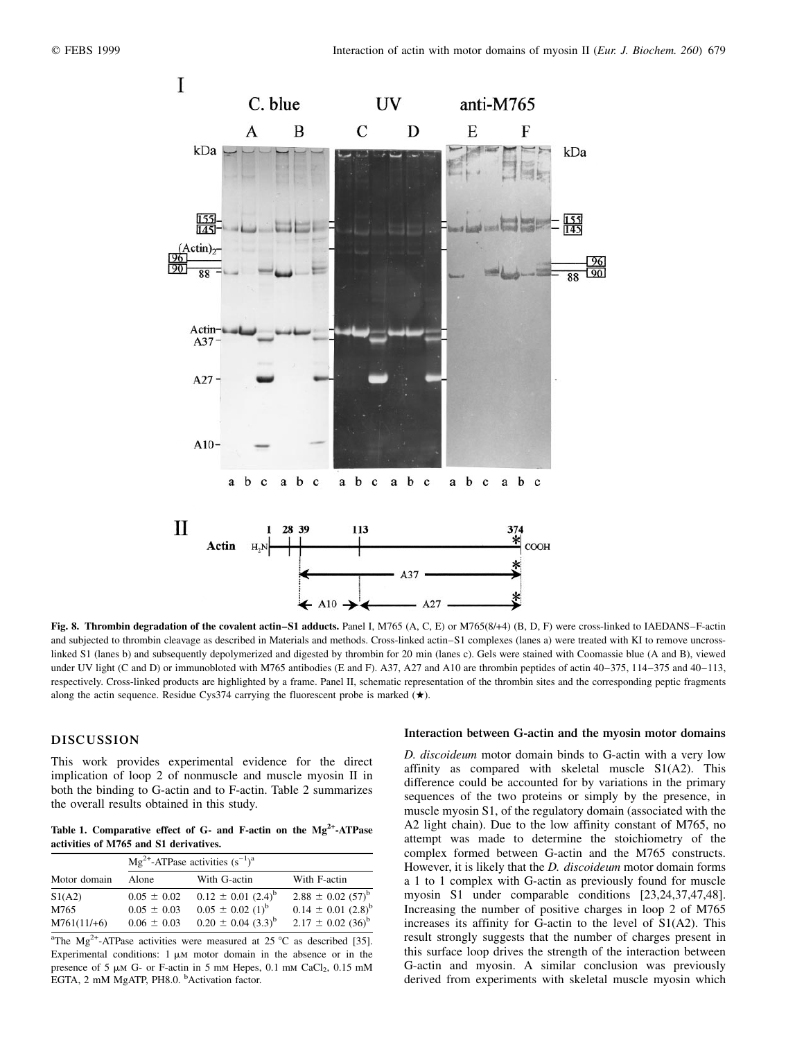**Fig. 8. Thrombin degradation of the covalent actin–S1 adducts.** Panel I, M765 (A, C, E) or M765(8/+4) (B, D, F) were cross-linked to IAEDANS–F-actin and subjected to thrombin cleavage as described in Materials and methods. Cross-linked actin–S1 complexes (lanes a) were treated with KI to remove uncross-linked S1 (lanes b) and subsequently depolymerized and digested by thrombin for 20 min (lanes c). Gels were stained with Coomassie blue (A and B), viewed under UV light (C and D) or immunobloted with M765 antibodies (E and F). A37, A27 and A10 are thrombin peptides of actin 40–375, 114–375 and 40–113, respectively. Cross-linked products are highlighted by a frame. Panel II, schematic representation of the thrombin sites and the corresponding peptic fragments along the actin sequence. Residue Cys374 carrying the fluorescent probe is marked (★).

## DISCUSSION

This work provides experimental evidence for the direct implication of loop 2 of nonmuscle and muscle myosin II in both the binding to G-actin and to F-actin. Table 2 summarizes the overall results obtained in this study.

**Table 1. Comparative effect of G- and F-actin on the $Mg^{2+}$-ATPase activities of M765 and S1 derivatives.**

| Motor domain | $Mg^{2+}$-ATPase activities ($s^{-1}$)[a] | | |
|---|---|---|---|
| | Alone | With G-actin | With F-actin |
| S1(A2) | 0.05 ± 0.02 | 0.12 ± 0.01 (2.4)[b] | 2.88 ± 0.02 (57)[b] |
| M765 | 0.05 ± 0.03 | 0.05 ± 0.02 (1)[b] | 0.14 ± 0.01 (2.8)[b] |
| M761(11/+6) | 0.06 ± 0.03 | 0.20 ± 0.04 (3.3)[b] | 2.17 ± 0.02 (36)[b] |

[a]The $Mg^{2+}$-ATPase activities were measured at 25 °C as described [35]. Experimental conditions: 1 μM motor domain in the absence or in the presence of 5 μM G- or F-actin in 5 mM Hepes, 0.1 mM $CaCl_2$, 0.15 mM EGTA, 2 mM MgATP, PH8.0. [b]Activation factor.

### Interaction between G-actin and the myosin motor domains

*D. discoideum* motor domain binds to G-actin with a very low affinity as compared with skeletal muscle S1(A2). This difference could be accounted for by variations in the primary sequences of the two proteins or simply by the presence, in muscle myosin S1, of the regulatory domain (associated with the A2 light chain). Due to the low affinity constant of M765, no attempt was made to determine the stoichiometry of the complex formed between G-actin and the M765 constructs. However, it is likely that the *D. discoideum* motor domain forms a 1 to 1 complex with G-actin as previously found for muscle myosin S1 under comparable conditions [23,24,37,47,48]. Increasing the number of positive charges in loop 2 of M765 increases its affinity for G-actin to the level of S1(A2). This result strongly suggests that the number of charges present in this surface loop drives the strength of the interaction between G-actin and myosin. A similar conclusion was previously derived from experiments with skeletal muscle myosin which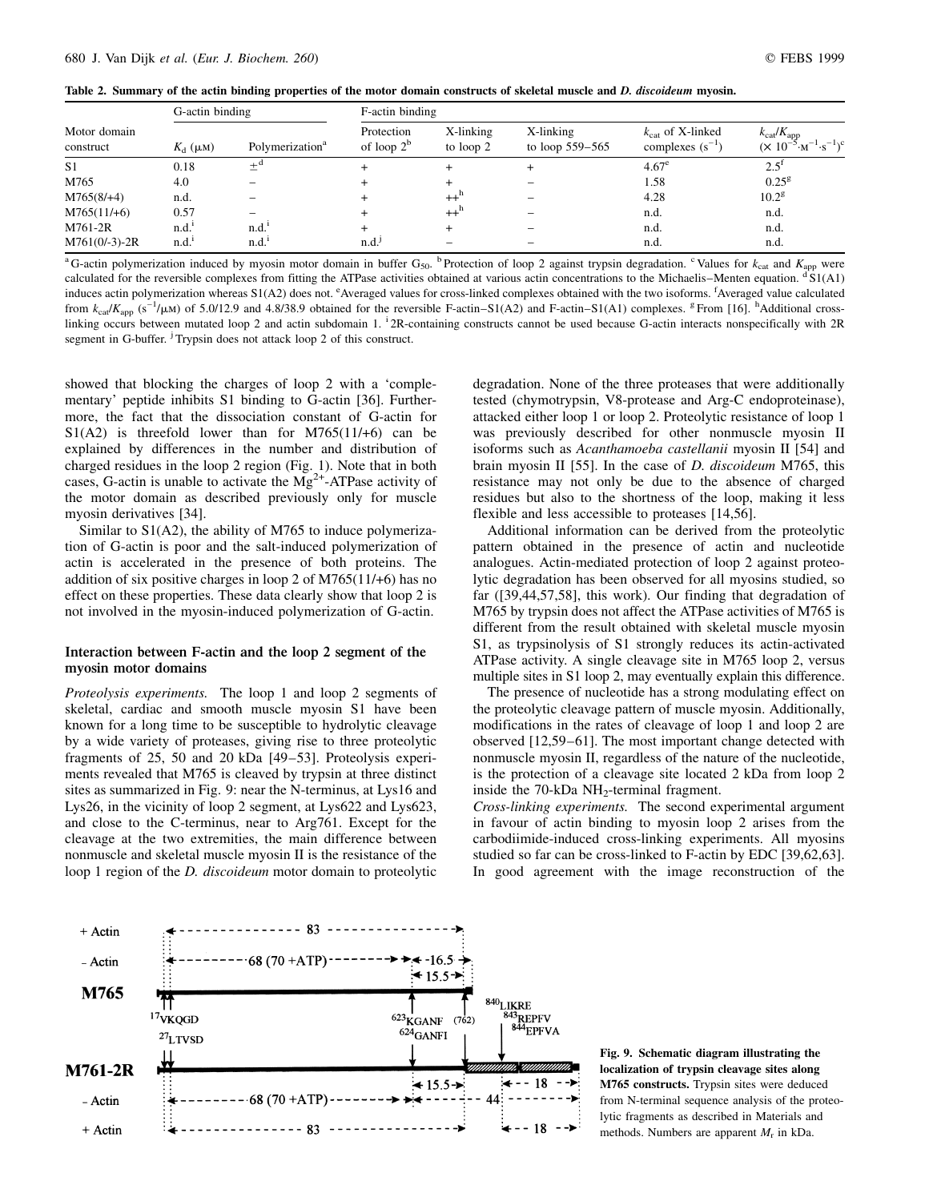**Table 2. Summary of the actin binding properties of the motor domain constructs of skeletal muscle and *D. discoideum* myosin.**

| Motor domain construct | G-actin binding | | F-actin binding | | | | |
|---|---|---|---|---|---|---|---|
| | $K_d$ (μM) | Polymerization[a] | Protection of loop 2[b] | X-linking to loop 2 | X-linking to loop 559–565 | $k_{cat}$ of X-linked complexes ($s^{-1}$) | $k_{cat}/K_{app}$ ($\times 10^{-5} \cdot M^{-1} \cdot s^{-1}$)[c] |
| S1 | 0.18 | ±[d] | + | + | + | 4.67[e] | 2.5[f] |
| M765 | 4.0 | – | + | + | – | 1.58 | 0.25[g] |
| M765(8/+4) | n.d. | – | + | ++[h] | – | 4.28 | 10.2[g] |
| M765(11/+6) | 0.57 | – | + | ++[h] | – | n.d. | n.d. |
| M761-2R | n.d.[i] | n.d.[i] | + | + | – | n.d. | n.d. |
| M761(0/-3)-2R | n.d.[i] | n.d.[i] | n.d.[j] | – | – | n.d. | n.d. |

[a] G-actin polymerization induced by myosin motor domain in buffer $G_{50}$. [b] Protection of loop 2 against trypsin degradation. [c] Values for $k_{cat}$ and $K_{app}$ were calculated for the reversible complexes from fitting the ATPase activities obtained at various actin concentrations to the Michaelis–Menten equation. [d] S1(A1) induces actin polymerization whereas S1(A2) does not. [e] Averaged values for cross-linked complexes obtained with the two isoforms. [f] Averaged value calculated from $k_{cat}/K_{app}$ ($s^{-1}$/μM) of 5.0/12.9 and 4.8/38.9 obtained for the reversible F-actin–S1(A2) and F-actin–S1(A1) complexes. [g] From [16]. [h] Additional cross-linking occurs between mutated loop 2 and actin subdomain 1. [i] 2R-containing constructs cannot be used because G-actin interacts nonspecifically with 2R segment in G-buffer. [j] Trypsin does not attack loop 2 of this construct.

showed that blocking the charges of loop 2 with a 'complementary' peptide inhibits S1 binding to G-actin [36]. Furthermore, the fact that the dissociation constant of G-actin for S1(A2) is threefold lower than for M765(11/+6) can be explained by differences in the number and distribution of charged residues in the loop 2 region (Fig. 1). Note that in both cases, G-actin is unable to activate the $Mg^{2+}$-ATPase activity of the motor domain as described previously only for muscle myosin derivatives [34].

Similar to S1(A2), the ability of M765 to induce polymerization of G-actin is poor and the salt-induced polymerization of actin is accelerated in the presence of both proteins. The addition of six positive charges in loop 2 of M765(11/+6) has no effect on these properties. These data clearly show that loop 2 is not involved in the myosin-induced polymerization of G-actin.

### Interaction between F-actin and the loop 2 segment of the myosin motor domains

*Proteolysis experiments.* The loop 1 and loop 2 segments of skeletal, cardiac and smooth muscle myosin S1 have been known for a long time to be susceptible to hydrolytic cleavage by a wide variety of proteases, giving rise to three proteolytic fragments of 25, 50 and 20 kDa [49–53]. Proteolysis experiments revealed that M765 is cleaved by trypsin at three distinct sites as summarized in Fig. 9: near the N-terminus, at Lys16 and Lys26, in the vicinity of loop 2 segment, at Lys622 and Lys623, and close to the C-terminus, near to Arg761. Except for the cleavage at the two extremities, the main difference between nonmuscle and skeletal muscle myosin II is the resistance of the loop 1 region of the *D. discoideum* motor domain to proteolytic degradation. None of the three proteases that were additionally tested (chymotrypsin, V8-protease and Arg-C endoproteinase), attacked either loop 1 or loop 2. Proteolytic resistance of loop 1 was previously described for other nonmuscle myosin II isoforms such as *Acanthamoeba castellanii* myosin II [54] and brain myosin II [55]. In the case of *D. discoideum* M765, this resistance may not only be due to the absence of charged residues but also to the shortness of the loop, making it less flexible and less accessible to proteases [14,56].

Additional information can be derived from the proteolytic pattern obtained in the presence of actin and nucleotide analogues. Actin-mediated protection of loop 2 against proteolytic degradation has been observed for all myosins studied, so far ([39,44,57,58], this work). Our finding that degradation of M765 by trypsin does not affect the ATPase activities of M765 is different from the result obtained with skeletal muscle myosin S1, as trypsinolysis of S1 strongly reduces its actin-activated ATPase activity. A single cleavage site in M765 loop 2, versus multiple sites in S1 loop 2, may eventually explain this difference.

The presence of nucleotide has a strong modulating effect on the proteolytic cleavage pattern of muscle myosin. Additionally, modifications in the rates of cleavage of loop 1 and loop 2 are observed [12,59–61]. The most important change detected with nonmuscle myosin II, regardless of the nature of the nucleotide, is the protection of a cleavage site located 2 kDa from loop 2 inside the 70-kDa $NH_2$-terminal fragment.

*Cross-linking experiments.* The second experimental argument in favour of actin binding to myosin loop 2 arises from the carbodiimide-induced cross-linking experiments. All myosins studied so far can be cross-linked to F-actin by EDC [39,62,63]. In good agreement with the image reconstruction of the

**Fig. 9. Schematic diagram illustrating the localization of trypsin cleavage sites along M765 constructs.** Trypsin sites were deduced from N-terminal sequence analysis of the proteolytic fragments as described in Materials and methods. Numbers are apparent $M_r$ in kDa.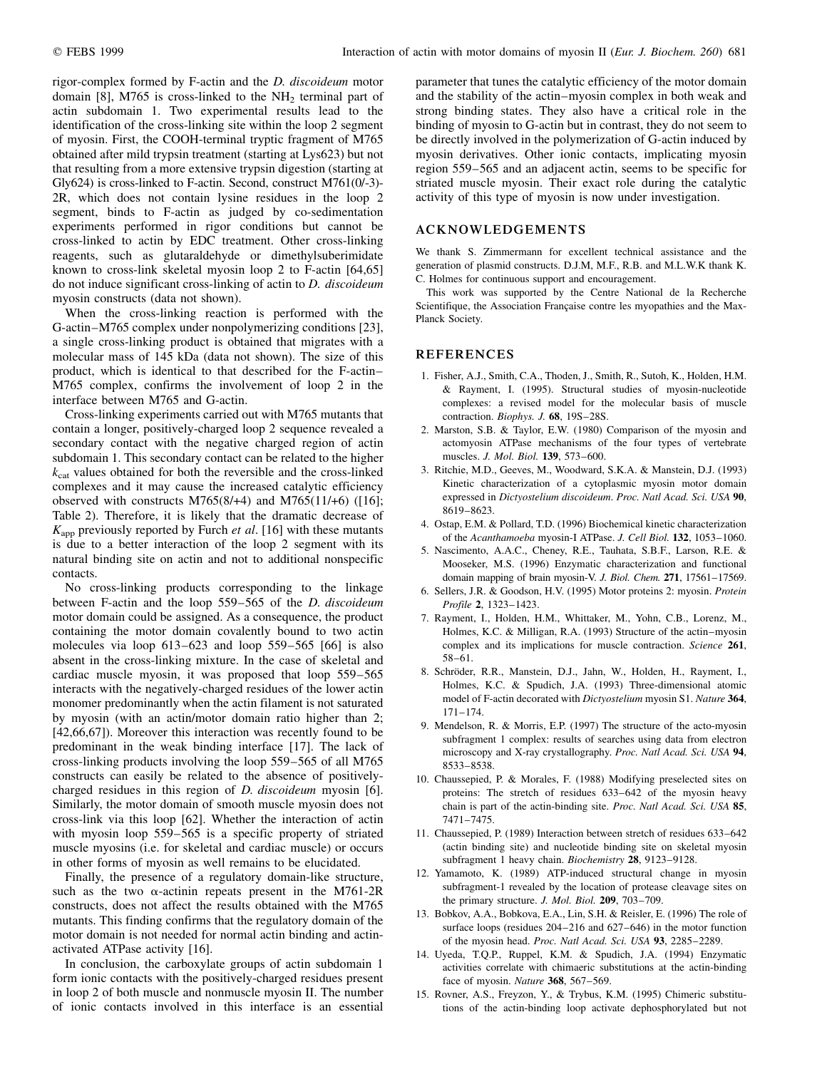rigor-complex formed by F-actin and the *D. discoideum* motor domain [8], M765 is cross-linked to the $NH_2$ terminal part of actin subdomain 1. Two experimental results lead to the identification of the cross-linking site within the loop 2 segment of myosin. First, the COOH-terminal tryptic fragment of M765 obtained after mild trypsin treatment (starting at Lys623) but not that resulting from a more extensive trypsin digestion (starting at Gly624) is cross-linked to F-actin. Second, construct M761(0/-3)-2R, which does not contain lysine residues in the loop 2 segment, binds to F-actin as judged by co-sedimentation experiments performed in rigor conditions but cannot be cross-linked to actin by EDC treatment. Other cross-linking reagents, such as glutaraldehyde or dimethylsuberimidate known to cross-link skeletal myosin loop 2 to F-actin [64,65] do not induce significant cross-linking of actin to *D. discoideum* myosin constructs (data not shown).

When the cross-linking reaction is performed with the G-actin–M765 complex under nonpolymerizing conditions [23], a single cross-linking product is obtained that migrates with a molecular mass of 145 kDa (data not shown). The size of this product, which is identical to that described for the F-actin–M765 complex, confirms the involvement of loop 2 in the interface between M765 and G-actin.

Cross-linking experiments carried out with M765 mutants that contain a longer, positively-charged loop 2 sequence revealed a secondary contact with the negative charged region of actin subdomain 1. This secondary contact can be related to the higher $k_{cat}$ values obtained for both the reversible and the cross-linked complexes and it may cause the increased catalytic efficiency observed with constructs M765(8/+4) and M765(11/+6) ([16]; Table 2). Therefore, it is likely that the dramatic decrease of $K_{app}$ previously reported by Furch *et al*. [16] with these mutants is due to a better interaction of the loop 2 segment with its natural binding site on actin and not to additional nonspecific contacts.

No cross-linking products corresponding to the linkage between F-actin and the loop 559–565 of the *D. discoideum* motor domain could be assigned. As a consequence, the product containing the motor domain covalently bound to two actin molecules via loop 613–623 and loop 559–565 [66] is also absent in the cross-linking mixture. In the case of skeletal and cardiac muscle myosin, it was proposed that loop 559–565 interacts with the negatively-charged residues of the lower actin monomer predominantly when the actin filament is not saturated by myosin (with an actin/motor domain ratio higher than 2; [42,66,67]). Moreover this interaction was recently found to be predominant in the weak binding interface [17]. The lack of cross-linking products involving the loop 559–565 of all M765 constructs can easily be related to the absence of positively-charged residues in this region of *D. discoideum* myosin [6]. Similarly, the motor domain of smooth muscle myosin does not cross-link via this loop [62]. Whether the interaction of actin with myosin loop 559–565 is a specific property of striated muscle myosins (i.e. for skeletal and cardiac muscle) or occurs in other forms of myosin as well remains to be elucidated.

Finally, the presence of a regulatory domain-like structure, such as the two α-actinin repeats present in the M761-2R constructs, does not affect the results obtained with the M765 mutants. This finding confirms that the regulatory domain of the motor domain is not needed for normal actin binding and actin-activated ATPase activity [16].

In conclusion, the carboxylate groups of actin subdomain 1 form ionic contacts with the positively-charged residues present in loop 2 of both muscle and nonmuscle myosin II. The number of ionic contacts involved in this interface is an essential parameter that tunes the catalytic efficiency of the motor domain and the stability of the actin–myosin complex in both weak and strong binding states. They also have a critical role in the binding of myosin to G-actin but in contrast, they do not seem to be directly involved in the polymerization of G-actin induced by myosin derivatives. Other ionic contacts, implicating myosin region 559–565 and an adjacent actin, seems to be specific for striated muscle myosin. Their exact role during the catalytic activity of this type of myosin is now under investigation.

## ACKNOWLEDGEMENTS

We thank S. Zimmermann for excellent technical assistance and the generation of plasmid constructs. D.J.M, M.F., R.B. and M.L.W.K thank K. C. Holmes for continuous support and encouragement.

This work was supported by the Centre National de la Recherche Scientifique, the Association Française contre les myopathies and the Max-Planck Society.

## REFERENCES

1. Fisher, A.J., Smith, C.A., Thoden, J., Smith, R., Sutoh, K., Holden, H.M. & Rayment, I. (1995). Structural studies of myosin-nucleotide complexes: a revised model for the molecular basis of muscle contraction. *Biophys. J.* **68**, 19S–28S.
2. Marston, S.B. & Taylor, E.W. (1980) Comparison of the myosin and actomyosin ATPase mechanisms of the four types of vertebrate muscles. *J. Mol. Biol.* **139**, 573–600.
3. Ritchie, M.D., Geeves, M., Woodward, S.K.A. & Manstein, D.J. (1993) Kinetic characterization of a cytoplasmic myosin motor domain expressed in *Dictyostelium discoideum*. *Proc. Natl Acad. Sci. USA* **90**, 8619–8623.
4. Ostap, E.M. & Pollard, T.D. (1996) Biochemical kinetic characterization of the *Acanthamoeba* myosin-I ATPase. *J. Cell Biol.* **132**, 1053–1060.
5. Nascimento, A.A.C., Cheney, R.E., Tauhata, S.B.F., Larson, R.E. & Mooseker, M.S. (1996) Enzymatic characterization and functional domain mapping of brain myosin-V. *J. Biol. Chem.* **271**, 17561–17569.
6. Sellers, J.R. & Goodson, H.V. (1995) Motor proteins 2: myosin. *Protein Profile* **2**, 1323–1423.
7. Rayment, I., Holden, H.M., Whittaker, M., Yohn, C.B., Lorenz, M., Holmes, K.C. & Milligan, R.A. (1993) Structure of the actin–myosin complex and its implications for muscle contraction. *Science* **261**, 58–61.
8. Schröder, R.R., Manstein, D.J., Jahn, W., Holden, H., Rayment, I., Holmes, K.C. & Spudich, J.A. (1993) Three-dimensional atomic model of F-actin decorated with *Dictyostelium* myosin S1. *Nature* **364**, 171–174.
9. Mendelson, R. & Morris, E.P. (1997) The structure of the acto-myosin subfragment 1 complex: results of searches using data from electron microscopy and X-ray crystallography. *Proc. Natl Acad. Sci. USA* **94**, 8533–8538.
10. Chaussepied, P. & Morales, F. (1988) Modifying preselected sites on proteins: The stretch of residues 633–642 of the myosin heavy chain is part of the actin-binding site. *Proc. Natl Acad. Sci. USA* **85**, 7471–7475.
11. Chaussepied, P. (1989) Interaction between stretch of residues 633–642 (actin binding site) and nucleotide binding site on skeletal myosin subfragment 1 heavy chain. *Biochemistry* **28**, 9123–9128.
12. Yamamoto, K. (1989) ATP-induced structural change in myosin subfragment-1 revealed by the location of protease cleavage sites on the primary structure. *J. Mol. Biol.* **209**, 703–709.
13. Bobkov, A.A., Bobkova, E.A., Lin, S.H. & Reisler, E. (1996) The role of surface loops (residues 204–216 and 627–646) in the motor function of the myosin head. *Proc. Natl Acad. Sci. USA* **93**, 2285–2289.
14. Uyeda, T.Q.P., Ruppel, K.M. & Spudich, J.A. (1994) Enzymatic activities correlate with chimaeric substitutions at the actin-binding face of myosin. *Nature* **368**, 567–569.
15. Rovner, A.S., Freyzon, Y., & Trybus, K.M. (1995) Chimeric substitutions of the actin-binding loop activate dephosphorylated but not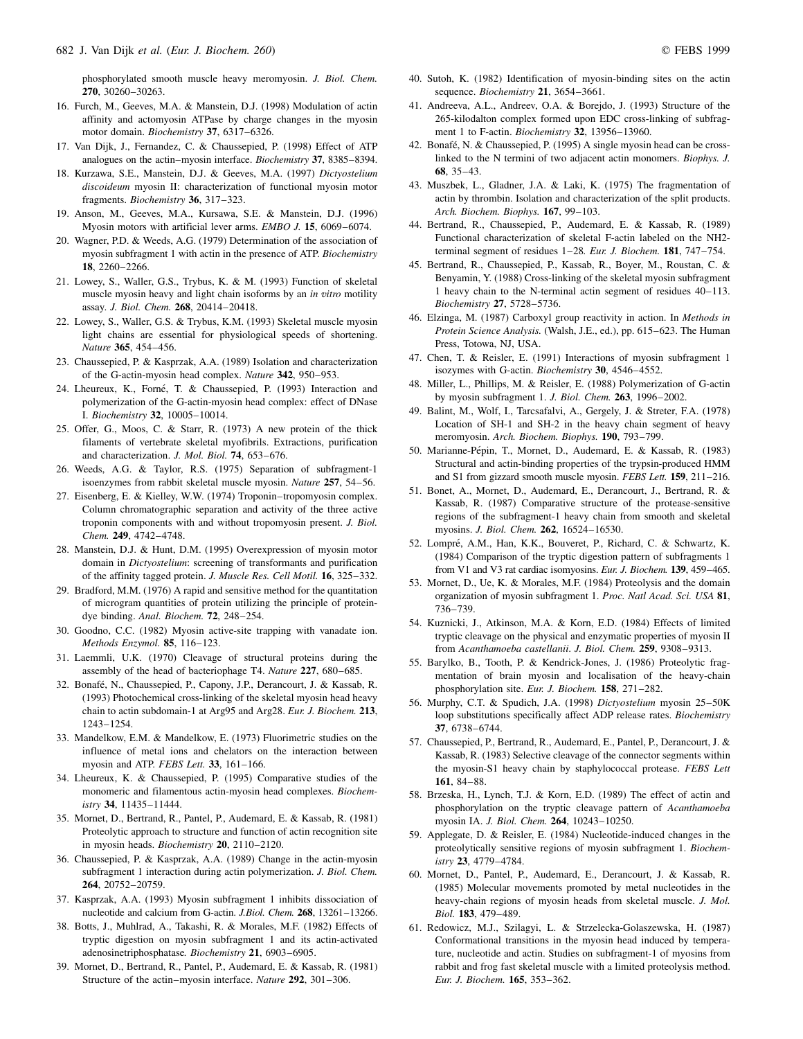phosphorylated smooth muscle heavy meromyosin. *J. Biol. Chem.* **270**, 30260–30263.

16. Furch, M., Geeves, M.A. & Manstein, D.J. (1998) Modulation of actin affinity and actomyosin ATPase by charge changes in the myosin motor domain. *Biochemistry* **37**, 6317–6326.
17. Van Dijk, J., Fernandez, C. & Chaussepied, P. (1998) Effect of ATP analogues on the actin–myosin interface. *Biochemistry* **37**, 8385–8394.
18. Kurzawa, S.E., Manstein, D.J. & Geeves, M.A. (1997) *Dictyostelium discoideum* myosin II: characterization of functional myosin motor fragments. *Biochemistry* **36**, 317–323.
19. Anson, M., Geeves, M.A., Kursawa, S.E. & Manstein, D.J. (1996) Myosin motors with artificial lever arms. *EMBO J.* **15**, 6069–6074.
20. Wagner, P.D. & Weeds, A.G. (1979) Determination of the association of myosin subfragment 1 with actin in the presence of ATP. *Biochemistry* **18**, 2260–2266.
21. Lowey, S., Waller, G.S., Trybus, K. & M. (1993) Function of skeletal muscle myosin heavy and light chain isoforms by an *in vitro* motility assay. *J. Biol. Chem.* **268**, 20414–20418.
22. Lowey, S., Waller, G.S. & Trybus, K.M. (1993) Skeletal muscle myosin light chains are essential for physiological speeds of shortening. *Nature* **365**, 454–456.
23. Chaussepied, P. & Kasprzak, A.A. (1989) Isolation and characterization of the G-actin-myosin head complex. *Nature* **342**, 950–953.
24. Lheureux, K., Forné, T. & Chaussepied, P. (1993) Interaction and polymerization of the G-actin-myosin head complex: effect of DNase I. *Biochemistry* **32**, 10005–10014.
25. Offer, G., Moos, C. & Starr, R. (1973) A new protein of the thick filaments of vertebrate skeletal myofibrils. Extractions, purification and characterization. *J. Mol. Biol.* **74**, 653–676.
26. Weeds, A.G. & Taylor, R.S. (1975) Separation of subfragment-1 isoenzymes from rabbit skeletal muscle myosin. *Nature* **257**, 54–56.
27. Eisenberg, E. & Kielley, W.W. (1974) Troponin–tropomyosin complex. Column chromatographic separation and activity of the three active troponin components with and without tropomyosin present. *J. Biol. Chem.* **249**, 4742–4748.
28. Manstein, D.J. & Hunt, D.M. (1995) Overexpression of myosin motor domain in *Dictyostelium*: screening of transformants and purification of the affinity tagged protein. *J. Muscle Res. Cell Motil.* **16**, 325–332.
29. Bradford, M.M. (1976) A rapid and sensitive method for the quantitation of microgram quantities of protein utilizing the principle of protein-dye binding. *Anal. Biochem.* **72**, 248–254.
30. Goodno, C.C. (1982) Myosin active-site trapping with vanadate ion. *Methods Enzymol.* **85**, 116–123.
31. Laemmli, U.K. (1970) Cleavage of structural proteins during the assembly of the head of bacteriophage T4. *Nature* **227**, 680–685.
32. Bonafé, N., Chaussepied, P., Capony, J.P., Derancourt, J. & Kassab, R. (1993) Photochemical cross-linking of the skeletal myosin head heavy chain to actin subdomain-1 at Arg95 and Arg28. *Eur. J. Biochem.* **213**, 1243–1254.
33. Mandelkow, E.M. & Mandelkow, E. (1973) Fluorimetric studies on the influence of metal ions and chelators on the interaction between myosin and ATP. *FEBS Lett.* **33**, 161–166.
34. Lheureux, K. & Chaussepied, P. (1995) Comparative studies of the monomeric and filamentous actin-myosin head complexes. *Biochemistry* **34**, 11435–11444.
35. Mornet, D., Bertrand, R., Pantel, P., Audemard, E. & Kassab, R. (1981) Proteolytic approach to structure and function of actin recognition site in myosin heads. *Biochemistry* **20**, 2110–2120.
36. Chaussepied, P. & Kasprzak, A.A. (1989) Change in the actin-myosin subfragment 1 interaction during actin polymerization. *J. Biol. Chem.* **264**, 20752–20759.
37. Kasprzak, A.A. (1993) Myosin subfragment 1 inhibits dissociation of nucleotide and calcium from G-actin. *J.Biol. Chem.* **268**, 13261–13266.
38. Botts, J., Muhlrad, A., Takashi, R. & Morales, M.F. (1982) Effects of tryptic digestion on myosin subfragment 1 and its actin-activated adenosinetriphosphatase. *Biochemistry* **21**, 6903–6905.
39. Mornet, D., Bertrand, R., Pantel, P., Audemard, E. & Kassab, R. (1981) Structure of the actin–myosin interface. *Nature* **292**, 301–306.
40. Sutoh, K. (1982) Identification of myosin-binding sites on the actin sequence. *Biochemistry* **21**, 3654–3661.
41. Andreeva, A.L., Andreev, O.A. & Borejdo, J. (1993) Structure of the 265-kilodalton complex formed upon EDC cross-linking of subfragment 1 to F-actin. *Biochemistry* **32**, 13956–13960.
42. Bonafé, N. & Chaussepied, P. (1995) A single myosin head can be cross-linked to the N termini of two adjacent actin monomers. *Biophys. J.* **68**, 35–43.
43. Muszbek, L., Gladner, J.A. & Laki, K. (1975) The fragmentation of actin by thrombin. Isolation and characterization of the split products. *Arch. Biochem. Biophys.* **167**, 99–103.
44. Bertrand, R., Chaussepied, P., Audemard, E. & Kassab, R. (1989) Functional characterization of skeletal F-actin labeled on the NH2-terminal segment of residues 1–28. *Eur. J. Biochem.* **181**, 747–754.
45. Bertrand, R., Chaussepied, P., Kassab, R., Boyer, M., Roustan, C. & Benyamin, Y. (1988) Cross-linking of the skeletal myosin subfragment 1 heavy chain to the N-terminal actin segment of residues 40–113. *Biochemistry* **27**, 5728–5736.
46. Elzinga, M. (1987) Carboxyl group reactivity in action. In *Methods in Protein Science Analysis.* (Walsh, J.E., ed.), pp. 615–623. The Human Press, Totowa, NJ, USA.
47. Chen, T. & Reisler, E. (1991) Interactions of myosin subfragment 1 isozymes with G-actin. *Biochemistry* **30**, 4546–4552.
48. Miller, L., Phillips, M. & Reisler, E. (1988) Polymerization of G-actin by myosin subfragment 1. *J. Biol. Chem.* **263**, 1996–2002.
49. Balint, M., Wolf, I., Tarcsafalvi, A., Gergely, J. & Streter, F.A. (1978) Location of SH-1 and SH-2 in the heavy chain segment of heavy meromyosin. *Arch. Biochem. Biophys.* **190**, 793–799.
50. Marianne-Pépin, T., Mornet, D., Audemard, E. & Kassab, R. (1983) Structural and actin-binding properties of the trypsin-produced HMM and S1 from gizzard smooth muscle myosin. *FEBS Lett.* **159**, 211–216.
51. Bonet, A., Mornet, D., Audemard, E., Derancourt, J., Bertrand, R. & Kassab, R. (1987) Comparative structure of the protease-sensitive regions of the subfragment-1 heavy chain from smooth and skeletal myosins. *J. Biol. Chem.* **262**, 16524–16530.
52. Lompré, A.M., Han, K.K., Bouveret, P., Richard, C. & Schwartz, K. (1984) Comparison of the tryptic digestion pattern of subfragments 1 from V1 and V3 rat cardiac isomyosins. *Eur. J. Biochem.* **139**, 459–465.
53. Mornet, D., Ue, K. & Morales, M.F. (1984) Proteolysis and the domain organization of myosin subfragment 1. *Proc. Natl Acad. Sci. USA* **81**, 736–739.
54. Kuznicki, J., Atkinson, M.A. & Korn, E.D. (1984) Effects of limited tryptic cleavage on the physical and enzymatic properties of myosin II from *Acanthamoeba castellanii*. *J. Biol. Chem.* **259**, 9308–9313.
55. Barylko, B., Tooth, P. & Kendrick-Jones, J. (1986) Proteolytic fragmentation of brain myosin and localisation of the heavy-chain phosphorylation site. *Eur. J. Biochem.* **158**, 271–282.
56. Murphy, C.T. & Spudich, J.A. (1998) *Dictyostelium* myosin 25–50K loop substitutions specifically affect ADP release rates. *Biochemistry* **37**, 6738–6744.
57. Chaussepied, P., Bertrand, R., Audemard, E., Pantel, P., Derancourt, J. & Kassab, R. (1983) Selective cleavage of the connector segments within the myosin-S1 heavy chain by staphylococcal protease. *FEBS Lett* **161**, 84–88.
58. Brzeska, H., Lynch, T.J. & Korn, E.D. (1989) The effect of actin and phosphorylation on the tryptic cleavage pattern of *Acanthamoeba* myosin IA. *J. Biol. Chem.* **264**, 10243–10250.
59. Applegate, D. & Reisler, E. (1984) Nucleotide-induced changes in the proteolytically sensitive regions of myosin subfragment 1. *Biochemistry* **23**, 4779–4784.
60. Mornet, D., Pantel, P., Audemard, E., Derancourt, J. & Kassab, R. (1985) Molecular movements promoted by metal nucleotides in the heavy-chain regions of myosin heads from skeletal muscle. *J. Mol. Biol.* **183**, 479–489.
61. Redowicz, M.J., Szilagyi, L. & Strzelecka-Golaszewska, H. (1987) Conformational transitions in the myosin head induced by temperature, nucleotide and actin. Studies on subfragment-1 of myosins from rabbit and frog fast skeletal muscle with a limited proteolysis method. *Eur. J. Biochem.* **165**, 353–362.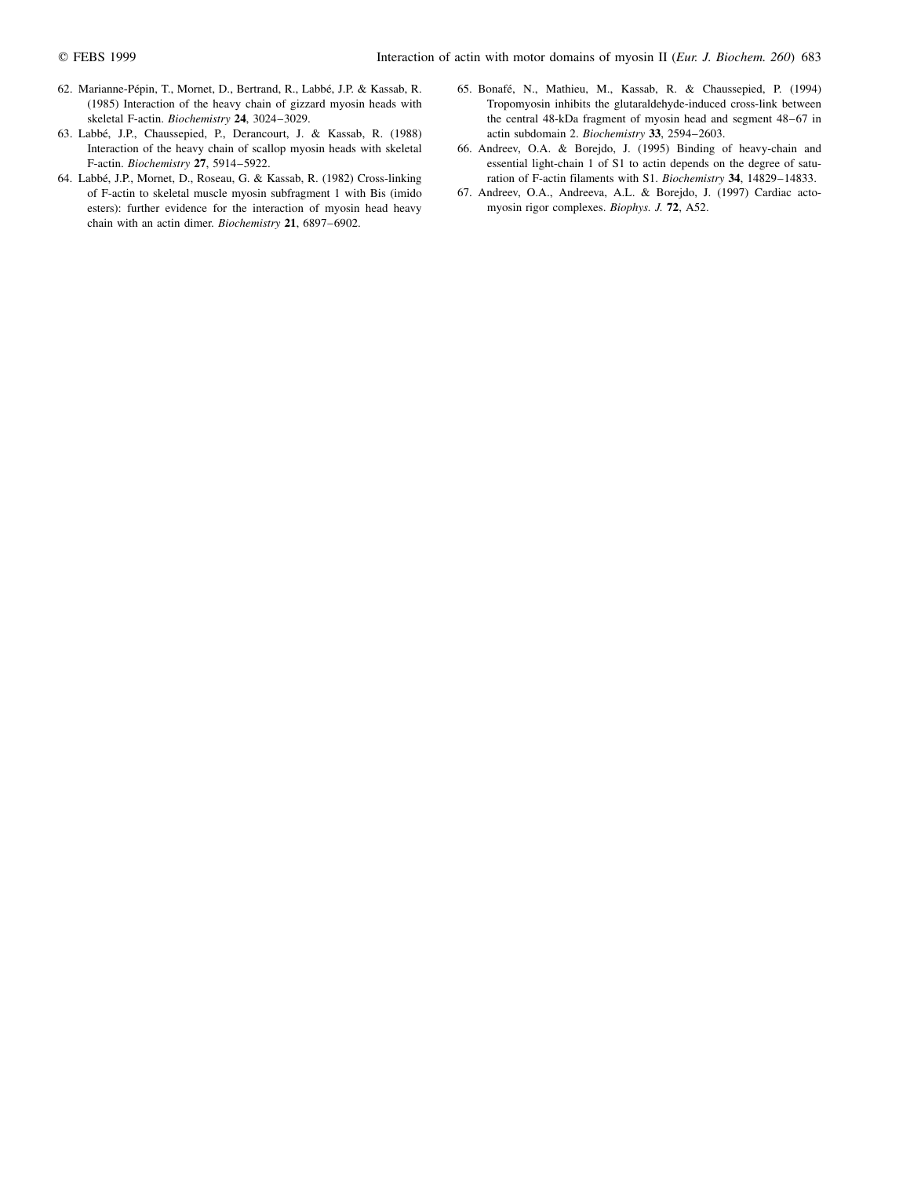62. Marianne-Pépin, T., Mornet, D., Bertrand, R., Labbé, J.P. & Kassab, R. (1985) Interaction of the heavy chain of gizzard myosin heads with skeletal F-actin. *Biochemistry* **24**, 3024–3029.
63. Labbé, J.P., Chaussepied, P., Derancourt, J. & Kassab, R. (1988) Interaction of the heavy chain of scallop myosin heads with skeletal F-actin. *Biochemistry* **27**, 5914–5922.
64. Labbé, J.P., Mornet, D., Roseau, G. & Kassab, R. (1982) Cross-linking of F-actin to skeletal muscle myosin subfragment 1 with Bis (imido esters): further evidence for the interaction of myosin head heavy chain with an actin dimer. *Biochemistry* **21**, 6897–6902.
65. Bonafé, N., Mathieu, M., Kassab, R. & Chaussepied, P. (1994) Tropomyosin inhibits the glutaraldehyde-induced cross-link between the central 48-kDa fragment of myosin head and segment 48–67 in actin subdomain 2. *Biochemistry* **33**, 2594–2603.
66. Andreev, O.A. & Borejdo, J. (1995) Binding of heavy-chain and essential light-chain 1 of S1 to actin depends on the degree of saturation of F-actin filaments with S1. *Biochemistry* **34**, 14829–14833.
67. Andreev, O.A., Andreeva, A.L. & Borejdo, J. (1997) Cardiac actomyosin rigor complexes. *Biophys. J.* **72**, A52.